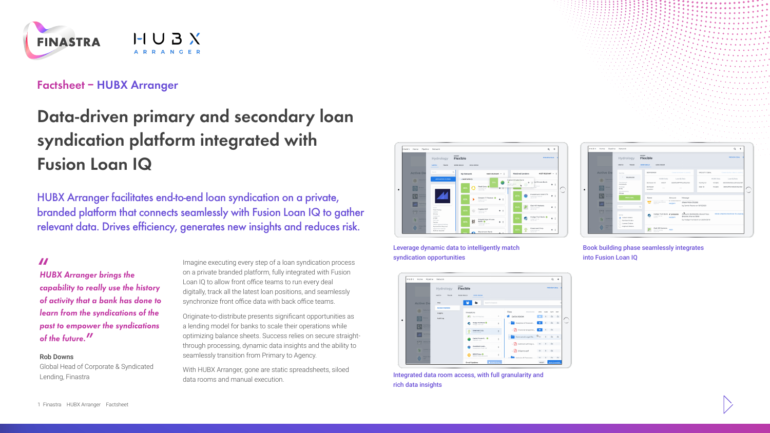Factsheet – HUBX Arranger

# Data-driven primary and secondary loan syndication platform integrated with Fusion Loan IQ

HUBX Arranger facilitates end-to-end loan syndication on a private, branded platform that connects seamlessly with Fusion Loan IQ to gather relevant data. Drives efficiency, generates new insights and reduces risk.

> *"HUBX Arranger brings the capability to really use the history of activity that a bank has done to learn from the syndications of the past to empower the syndications of the future."*
>
> **Rob Downs**
> Global Head of Corporate & Syndicated Lending, Finastra

Imagine executing every step of a loan syndication process on a private branded platform, fully integrated with Fusion Loan IQ to allow front office teams to run every deal digitally, track all the latest loan positions, and seamlessly synchronize front office data with back office teams.

Originate-to-distribute presents significant opportunities as a lending model for banks to scale their operations while optimizing balance sheets. Success relies on secure straight-through processing, dynamic data insights and the ability to seamlessly transition from Primary to Agency.

With HUBX Arranger, gone are static spreadsheets, siloed data rooms and manual execution.

Leverage dynamic data to intelligently match syndication opportunities

Book building phase seamlessly integrates into Fusion Loan IQ

Integrated data room access, with full granularity and rich data insights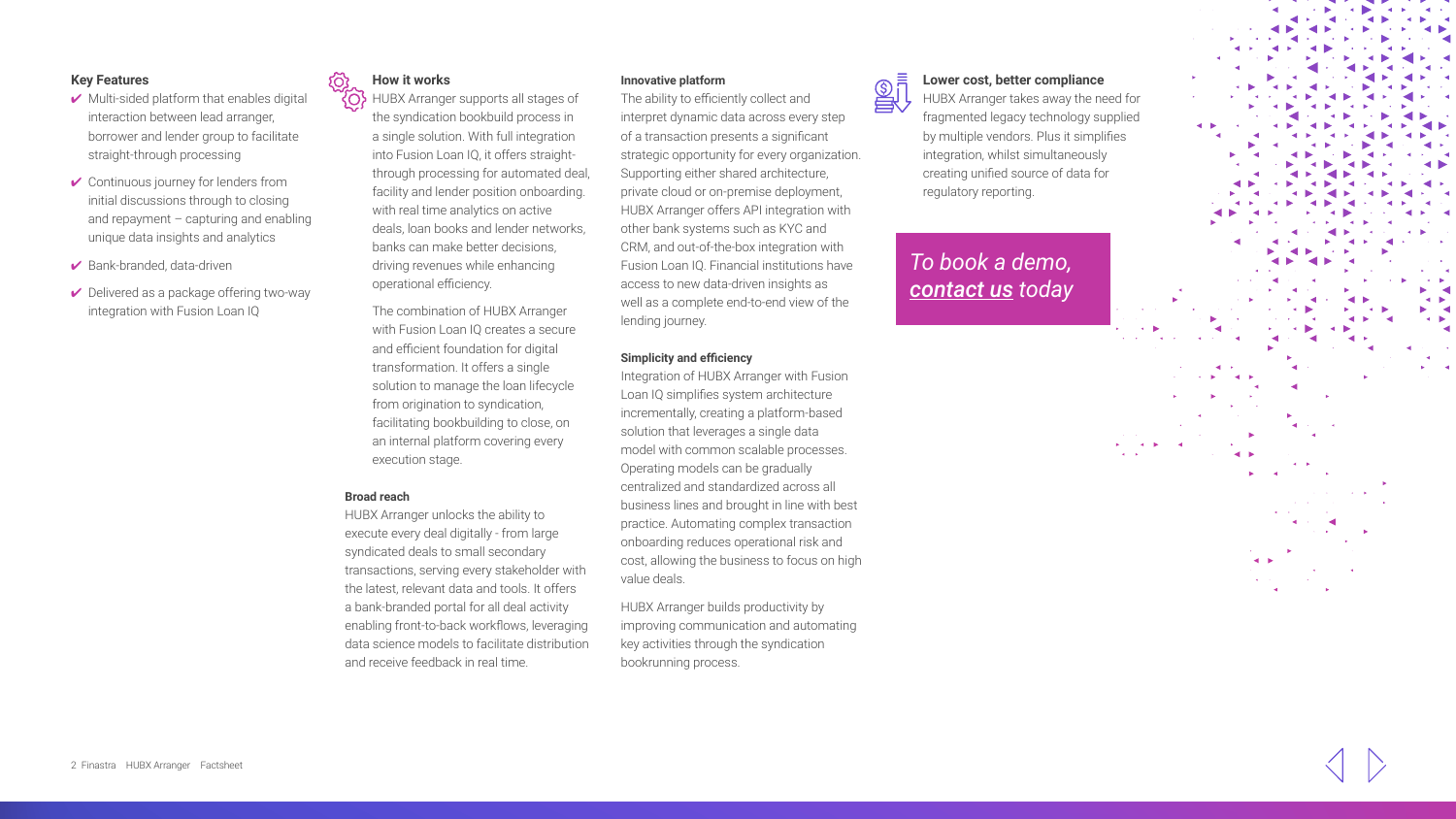## Key Features

- ✔ Multi-sided platform that enables digital interaction between lead arranger, borrower and lender group to facilitate straight-through processing
- ✔ Continuous journey for lenders from initial discussions through to closing and repayment – capturing and enabling unique data insights and analytics
- ✔ Bank-branded, data-driven
- ✔ Delivered as a package offering two-way integration with Fusion Loan IQ

## How it works

HUBX Arranger supports all stages of the syndication bookbuild process in a single solution. With full integration into Fusion Loan IQ, it offers straight-through processing for automated deal, facility and lender position onboarding. with real time analytics on active deals, loan books and lender networks, banks can make better decisions, driving revenues while enhancing operational efficiency.

The combination of HUBX Arranger with Fusion Loan IQ creates a secure and efficient foundation for digital transformation. It offers a single solution to manage the loan lifecycle from origination to syndication, facilitating bookbuilding to close, on an internal platform covering every execution stage.

### Broad reach

HUBX Arranger unlocks the ability to execute every deal digitally - from large syndicated deals to small secondary transactions, serving every stakeholder with the latest, relevant data and tools. It offers a bank-branded portal for all deal activity enabling front-to-back workflows, leveraging data science models to facilitate distribution and receive feedback in real time.

### Innovative platform

The ability to efficiently collect and interpret dynamic data across every step of a transaction presents a significant strategic opportunity for every organization. Supporting either shared architecture, private cloud or on-premise deployment, HUBX Arranger offers API integration with other bank systems such as KYC and CRM, and out-of-the-box integration with Fusion Loan IQ. Financial institutions have access to new data-driven insights as well as a complete end-to-end view of the lending journey.

### Simplicity and efficiency

Integration of HUBX Arranger with Fusion Loan IQ simplifies system architecture incrementally, creating a platform-based solution that leverages a single data model with common scalable processes. Operating models can be gradually centralized and standardized across all business lines and brought in line with best practice. Automating complex transaction onboarding reduces operational risk and cost, allowing the business to focus on high value deals.

HUBX Arranger builds productivity by improving communication and automating key activities through the syndication bookrunning process.

## Lower cost, better compliance

HUBX Arranger takes away the need for fragmented legacy technology supplied by multiple vendors. Plus it simplifies integration, whilst simultaneously creating unified source of data for regulatory reporting.

*To book a demo, **contact us** today*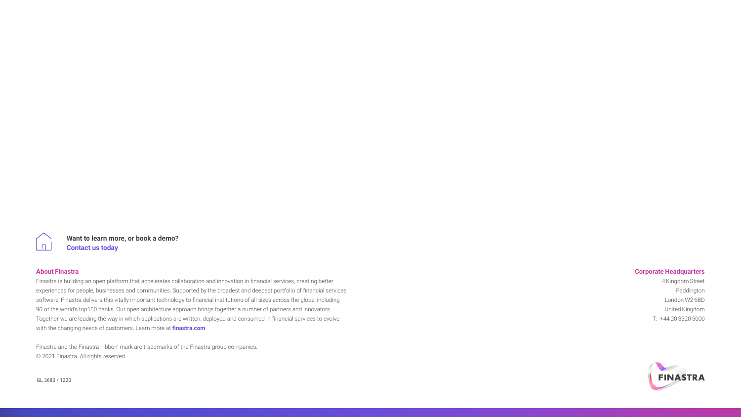**Want to learn more, or book a demo?**
**Contact us today**

**About Finastra**

Finastra is building an open platform that accelerates collaboration and innovation in financial services, creating better experiences for people, businesses and communities. Supported by the broadest and deepest portfolio of financial services software, Finastra delivers this vitally important technology to financial institutions of all sizes across the globe, including 90 of the world's top100 banks. Our open architecture approach brings together a number of partners and innovators. Together we are leading the way in which applications are written, deployed and consumed in financial services to evolve with the changing needs of customers. Learn more at **finastra.com**

Finastra and the Finastra 'ribbon' mark are trademarks of the Finastra group companies.
© 2021 Finastra. All rights reserved.

GL 3680 / 1220

**Corporate Headquarters**

4 Kingdom Street
Paddington
London W2 6BD
United Kingdom
T: +44 20 3320 5000

FINASTRA